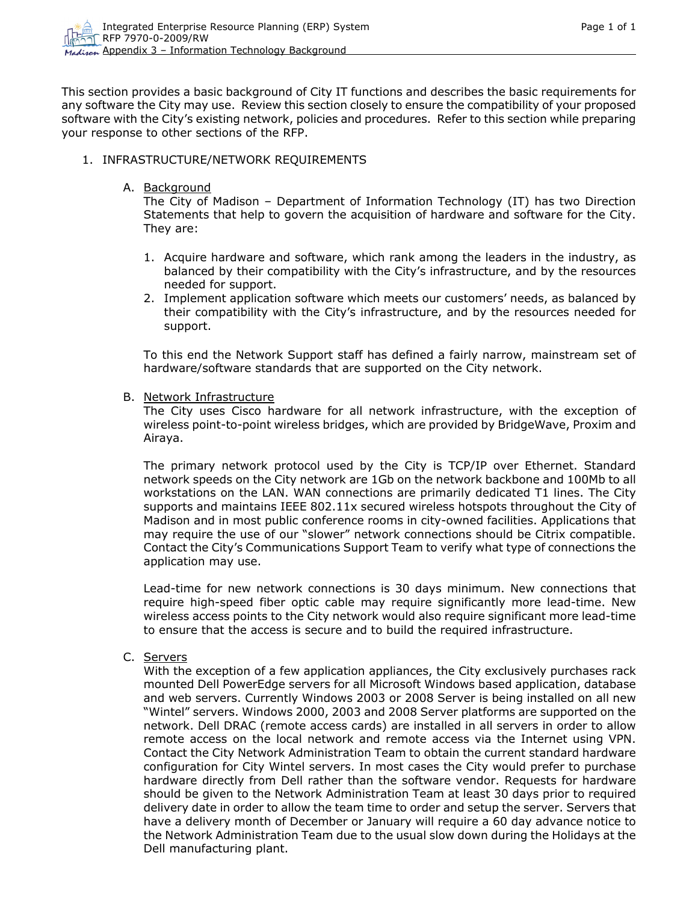This section provides a basic background of City IT functions and describes the basic requirements for any software the City may use. Review this section closely to ensure the compatibility of your proposed software with the City's existing network, policies and procedures. Refer to this section while preparing your response to other sections of the RFP.

1. INFRASTRUCTURE/NETWORK REQUIREMENTS

   A. <u>Background</u>
   The City of Madison – Department of Information Technology (IT) has two Direction Statements that help to govern the acquisition of hardware and software for the City. They are:

      1. Acquire hardware and software, which rank among the leaders in the industry, as balanced by their compatibility with the City's infrastructure, and by the resources needed for support.
      2. Implement application software which meets our customers' needs, as balanced by their compatibility with the City's infrastructure, and by the resources needed for support.

   To this end the Network Support staff has defined a fairly narrow, mainstream set of hardware/software standards that are supported on the City network.

   B. <u>Network Infrastructure</u>
   The City uses Cisco hardware for all network infrastructure, with the exception of wireless point-to-point wireless bridges, which are provided by BridgeWave, Proxim and Airaya.

   The primary network protocol used by the City is TCP/IP over Ethernet. Standard network speeds on the City network are 1Gb on the network backbone and 100Mb to all workstations on the LAN. WAN connections are primarily dedicated T1 lines. The City supports and maintains IEEE 802.11x secured wireless hotspots throughout the City of Madison and in most public conference rooms in city-owned facilities. Applications that may require the use of our "slower" network connections should be Citrix compatible. Contact the City's Communications Support Team to verify what type of connections the application may use.

   Lead-time for new network connections is 30 days minimum. New connections that require high-speed fiber optic cable may require significantly more lead-time. New wireless access points to the City network would also require significant more lead-time to ensure that the access is secure and to build the required infrastructure.

   C. <u>Servers</u>
   With the exception of a few application appliances, the City exclusively purchases rack mounted Dell PowerEdge servers for all Microsoft Windows based application, database and web servers. Currently Windows 2003 or 2008 Server is being installed on all new "Wintel" servers. Windows 2000, 2003 and 2008 Server platforms are supported on the network. Dell DRAC (remote access cards) are installed in all servers in order to allow remote access on the local network and remote access via the Internet using VPN. Contact the City Network Administration Team to obtain the current standard hardware configuration for City Wintel servers. In most cases the City would prefer to purchase hardware directly from Dell rather than the software vendor. Requests for hardware should be given to the Network Administration Team at least 30 days prior to required delivery date in order to allow the team time to order and setup the server. Servers that have a delivery month of December or January will require a 60 day advance notice to the Network Administration Team due to the usual slow down during the Holidays at the Dell manufacturing plant.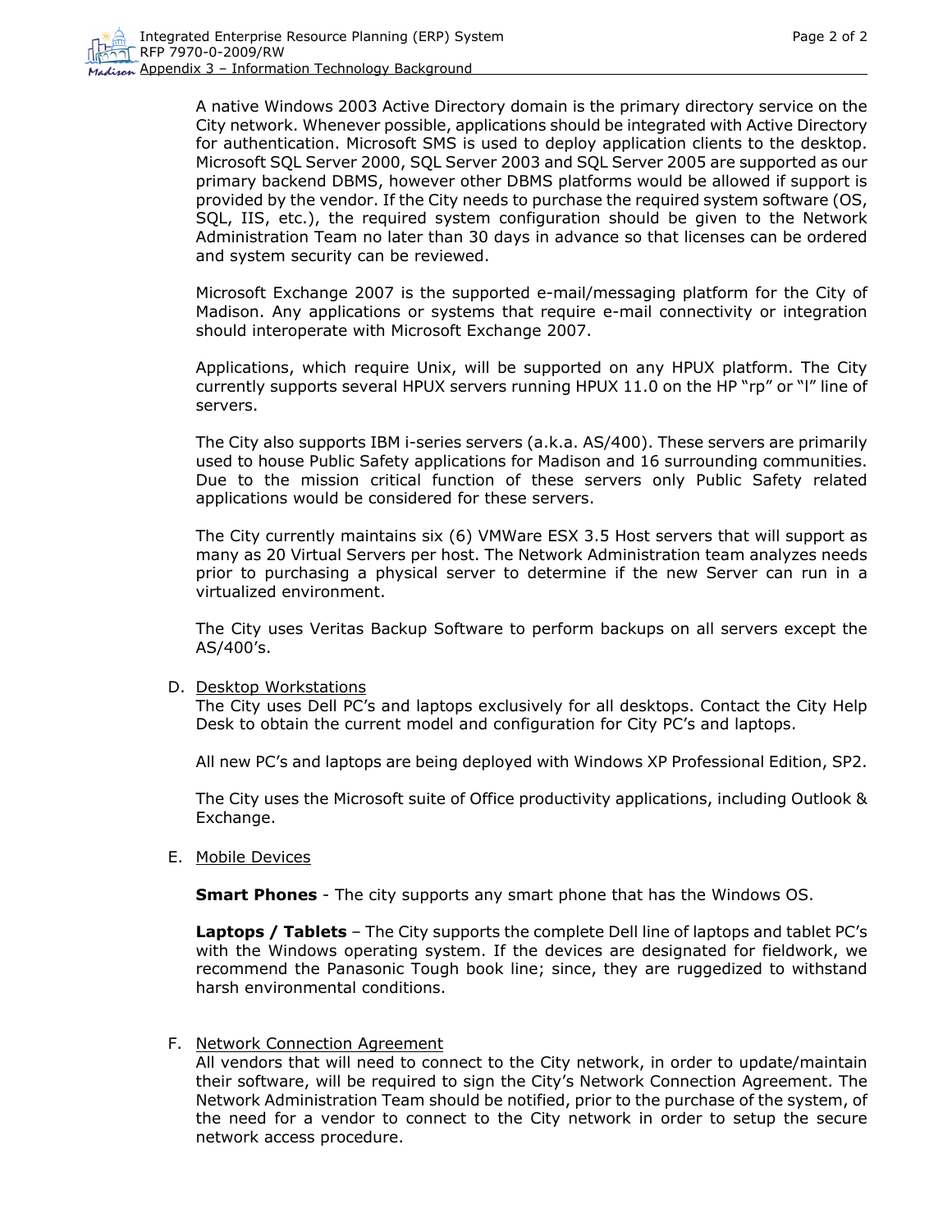A native Windows 2003 Active Directory domain is the primary directory service on the City network. Whenever possible, applications should be integrated with Active Directory for authentication. Microsoft SMS is used to deploy application clients to the desktop. Microsoft SQL Server 2000, SQL Server 2003 and SQL Server 2005 are supported as our primary backend DBMS, however other DBMS platforms would be allowed if support is provided by the vendor. If the City needs to purchase the required system software (OS, SQL, IIS, etc.), the required system configuration should be given to the Network Administration Team no later than 30 days in advance so that licenses can be ordered and system security can be reviewed.

Microsoft Exchange 2007 is the supported e-mail/messaging platform for the City of Madison. Any applications or systems that require e-mail connectivity or integration should interoperate with Microsoft Exchange 2007.

Applications, which require Unix, will be supported on any HPUX platform. The City currently supports several HPUX servers running HPUX 11.0 on the HP "rp" or "l" line of servers.

The City also supports IBM i-series servers (a.k.a. AS/400). These servers are primarily used to house Public Safety applications for Madison and 16 surrounding communities. Due to the mission critical function of these servers only Public Safety related applications would be considered for these servers.

The City currently maintains six (6) VMWare ESX 3.5 Host servers that will support as many as 20 Virtual Servers per host. The Network Administration team analyzes needs prior to purchasing a physical server to determine if the new Server can run in a virtualized environment.

The City uses Veritas Backup Software to perform backups on all servers except the AS/400's.

D. Desktop Workstations

The City uses Dell PC's and laptops exclusively for all desktops. Contact the City Help Desk to obtain the current model and configuration for City PC's and laptops.

All new PC's and laptops are being deployed with Windows XP Professional Edition, SP2.

The City uses the Microsoft suite of Office productivity applications, including Outlook & Exchange.

E. Mobile Devices

**Smart Phones** - The city supports any smart phone that has the Windows OS.

**Laptops / Tablets** – The City supports the complete Dell line of laptops and tablet PC's with the Windows operating system. If the devices are designated for fieldwork, we recommend the Panasonic Tough book line; since, they are ruggedized to withstand harsh environmental conditions.

F. Network Connection Agreement

All vendors that will need to connect to the City network, in order to update/maintain their software, will be required to sign the City's Network Connection Agreement. The Network Administration Team should be notified, prior to the purchase of the system, of the need for a vendor to connect to the City network in order to setup the secure network access procedure.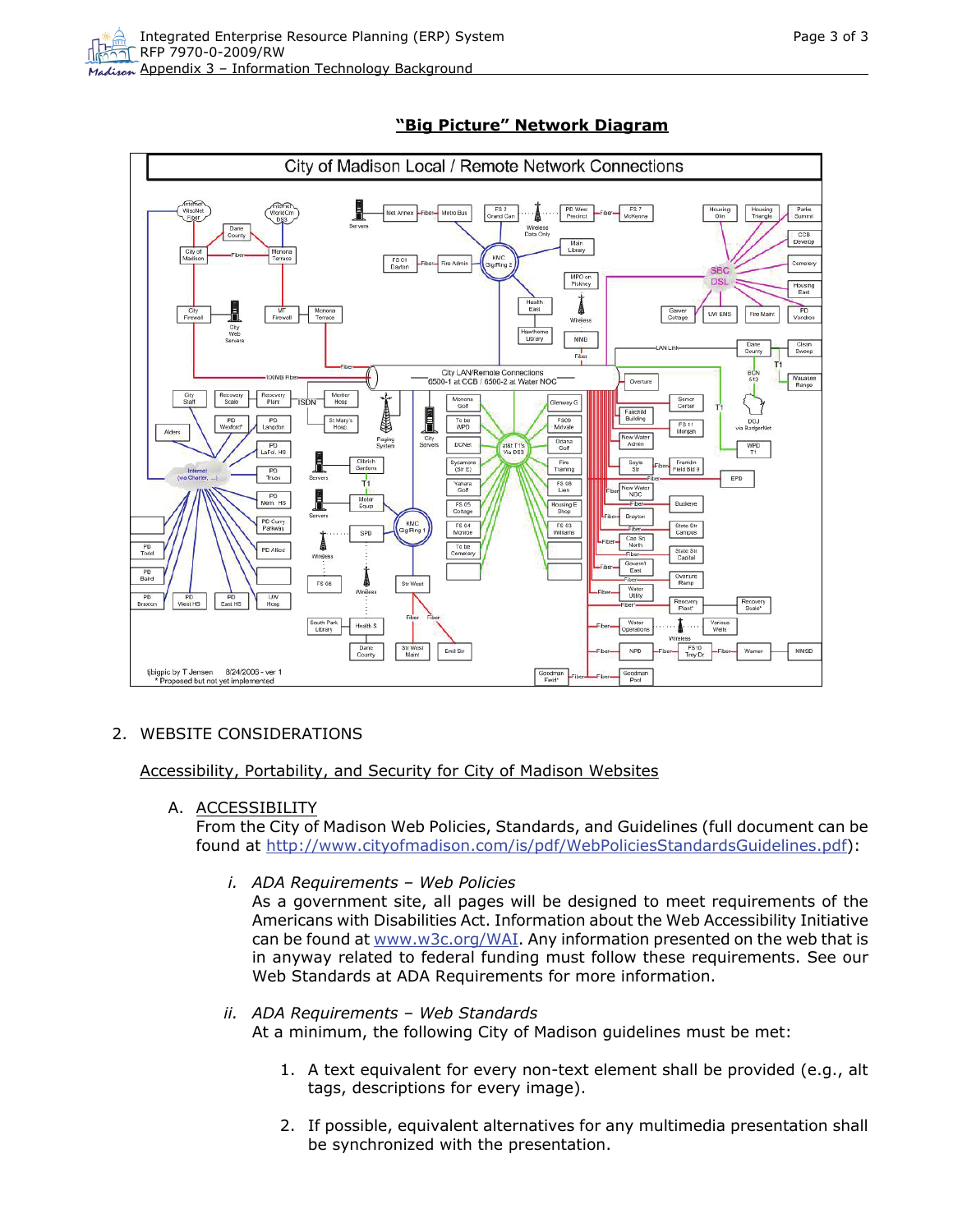## "Big Picture" Network Diagram

City of Madison Local / Remote Network Connections

2. WEBSITE CONSIDERATIONS

Accessibility, Portability, and Security for City of Madison Websites

A. ACCESSIBILITY

From the City of Madison Web Policies, Standards, and Guidelines (full document can be found at http://www.cityofmadison.com/is/pdf/WebPoliciesStandardsGuidelines.pdf):

i. *ADA Requirements – Web Policies*

As a government site, all pages will be designed to meet requirements of the Americans with Disabilities Act. Information about the Web Accessibility Initiative can be found at www.w3c.org/WAI. Any information presented on the web that is in anyway related to federal funding must follow these requirements. See our Web Standards at ADA Requirements for more information.

ii. *ADA Requirements – Web Standards*

At a minimum, the following City of Madison guidelines must be met:

1. A text equivalent for every non-text element shall be provided (e.g., alt tags, descriptions for every image).

2. If possible, equivalent alternatives for any multimedia presentation shall be synchronized with the presentation.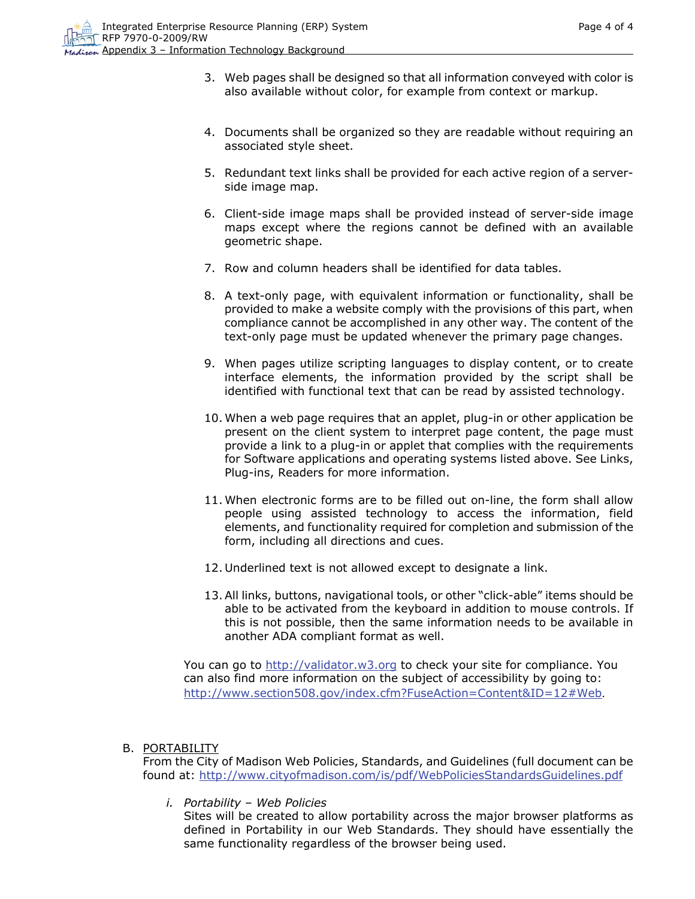3. Web pages shall be designed so that all information conveyed with color is also available without color, for example from context or markup.

4. Documents shall be organized so they are readable without requiring an associated style sheet.

5. Redundant text links shall be provided for each active region of a server-side image map.

6. Client-side image maps shall be provided instead of server-side image maps except where the regions cannot be defined with an available geometric shape.

7. Row and column headers shall be identified for data tables.

8. A text-only page, with equivalent information or functionality, shall be provided to make a website comply with the provisions of this part, when compliance cannot be accomplished in any other way. The content of the text-only page must be updated whenever the primary page changes.

9. When pages utilize scripting languages to display content, or to create interface elements, the information provided by the script shall be identified with functional text that can be read by assisted technology.

10. When a web page requires that an applet, plug-in or other application be present on the client system to interpret page content, the page must provide a link to a plug-in or applet that complies with the requirements for Software applications and operating systems listed above. See Links, Plug-ins, Readers for more information.

11. When electronic forms are to be filled out on-line, the form shall allow people using assisted technology to access the information, field elements, and functionality required for completion and submission of the form, including all directions and cues.

12. Underlined text is not allowed except to designate a link.

13. All links, buttons, navigational tools, or other "click-able" items should be able to be activated from the keyboard in addition to mouse controls. If this is not possible, then the same information needs to be available in another ADA compliant format as well.

You can go to http://validator.w3.org to check your site for compliance. You can also find more information on the subject of accessibility by going to: http://www.section508.gov/index.cfm?FuseAction=Content&ID=12#Web.

B. PORTABILITY

From the City of Madison Web Policies, Standards, and Guidelines (full document can be found at: http://www.cityofmadison.com/is/pdf/WebPoliciesStandardsGuidelines.pdf

*i. Portability – Web Policies*

Sites will be created to allow portability across the major browser platforms as defined in Portability in our Web Standards. They should have essentially the same functionality regardless of the browser being used.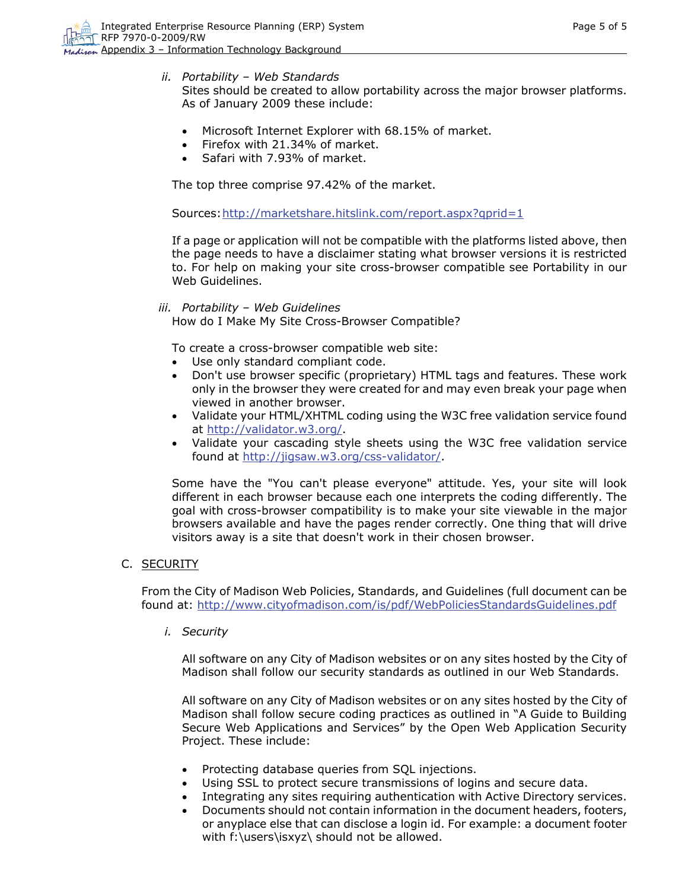ii. *Portability – Web Standards*

Sites should be created to allow portability across the major browser platforms. As of January 2009 these include:

- Microsoft Internet Explorer with 68.15% of market.
- Firefox with 21.34% of market.
- Safari with 7.93% of market.

The top three comprise 97.42% of the market.

Sources: http://marketshare.hitslink.com/report.aspx?qprid=1

If a page or application will not be compatible with the platforms listed above, then the page needs to have a disclaimer stating what browser versions it is restricted to. For help on making your site cross-browser compatible see Portability in our Web Guidelines.

iii. *Portability – Web Guidelines*

How do I Make My Site Cross-Browser Compatible?

To create a cross-browser compatible web site:

- Use only standard compliant code.
- Don't use browser specific (proprietary) HTML tags and features. These work only in the browser they were created for and may even break your page when viewed in another browser.
- Validate your HTML/XHTML coding using the W3C free validation service found at http://validator.w3.org/.
- Validate your cascading style sheets using the W3C free validation service found at http://jigsaw.w3.org/css-validator/.

Some have the "You can't please everyone" attitude. Yes, your site will look different in each browser because each one interprets the coding differently. The goal with cross-browser compatibility is to make your site viewable in the major browsers available and have the pages render correctly. One thing that will drive visitors away is a site that doesn't work in their chosen browser.

## C. SECURITY

From the City of Madison Web Policies, Standards, and Guidelines (full document can be found at: http://www.cityofmadison.com/is/pdf/WebPoliciesStandardsGuidelines.pdf

i. *Security*

All software on any City of Madison websites or on any sites hosted by the City of Madison shall follow our security standards as outlined in our Web Standards.

All software on any City of Madison websites or on any sites hosted by the City of Madison shall follow secure coding practices as outlined in "A Guide to Building Secure Web Applications and Services" by the Open Web Application Security Project. These include:

- Protecting database queries from SQL injections.
- Using SSL to protect secure transmissions of logins and secure data.
- Integrating any sites requiring authentication with Active Directory services.
- Documents should not contain information in the document headers, footers, or anyplace else that can disclose a login id. For example: a document footer with f:\users\isxyz\ should not be allowed.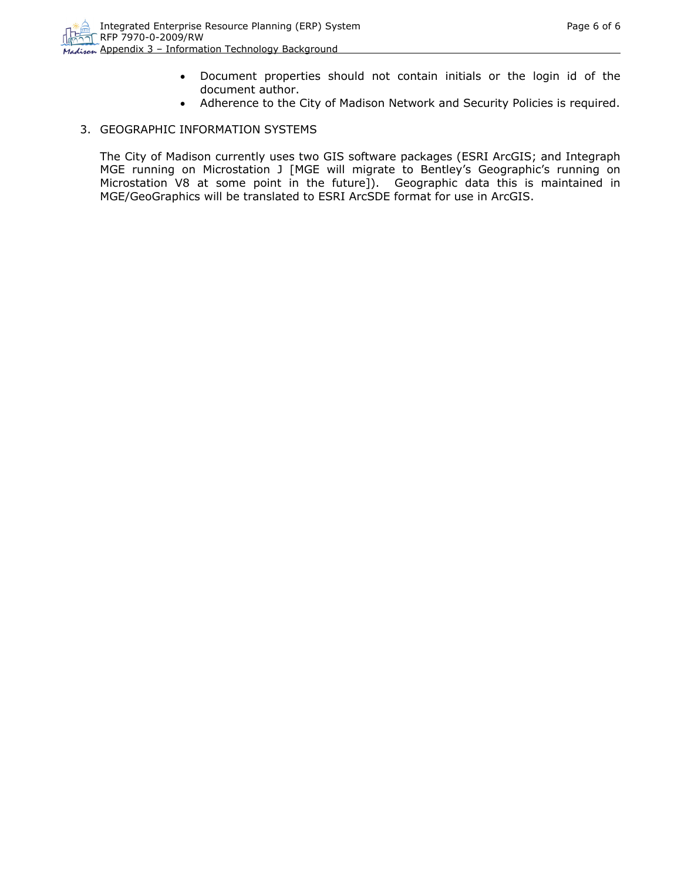- Document properties should not contain initials or the login id of the document author.
- Adherence to the City of Madison Network and Security Policies is required.

3. GEOGRAPHIC INFORMATION SYSTEMS

The City of Madison currently uses two GIS software packages (ESRI ArcGIS; and Integraph MGE running on Microstation J [MGE will migrate to Bentley's Geographic's running on Microstation V8 at some point in the future]). Geographic data this is maintained in MGE/GeoGraphics will be translated to ESRI ArcSDE format for use in ArcGIS.